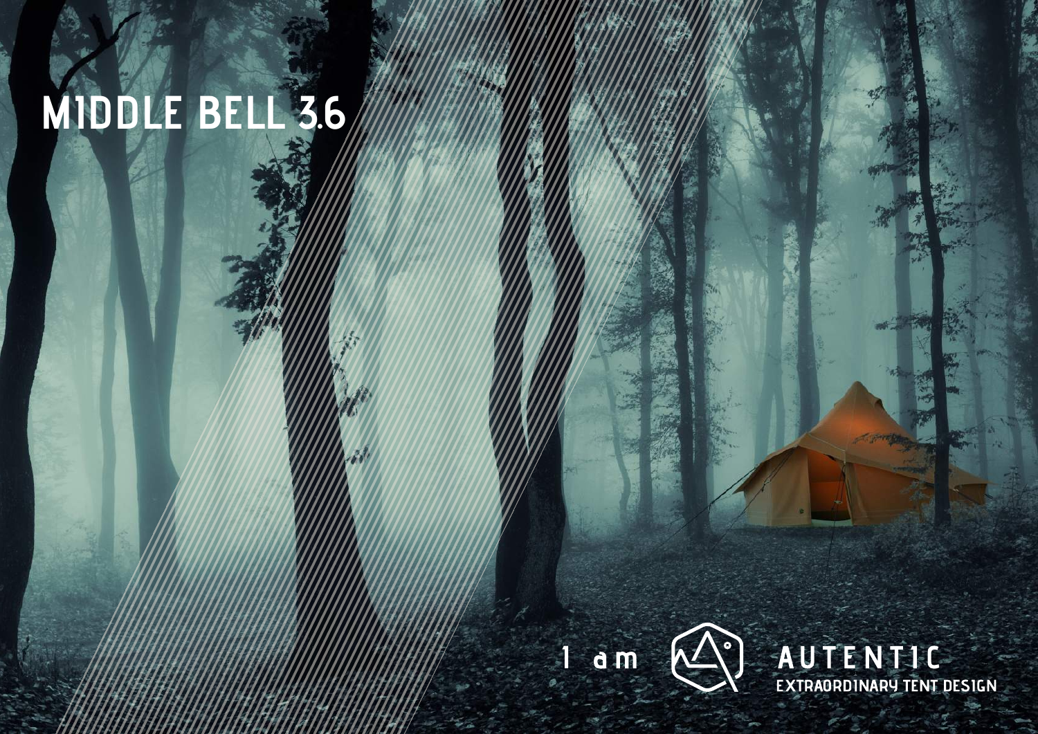# MIDDLE BELL 3.6

1 am

AUTENTIC

EXTRAORDINARY TENT DESIGN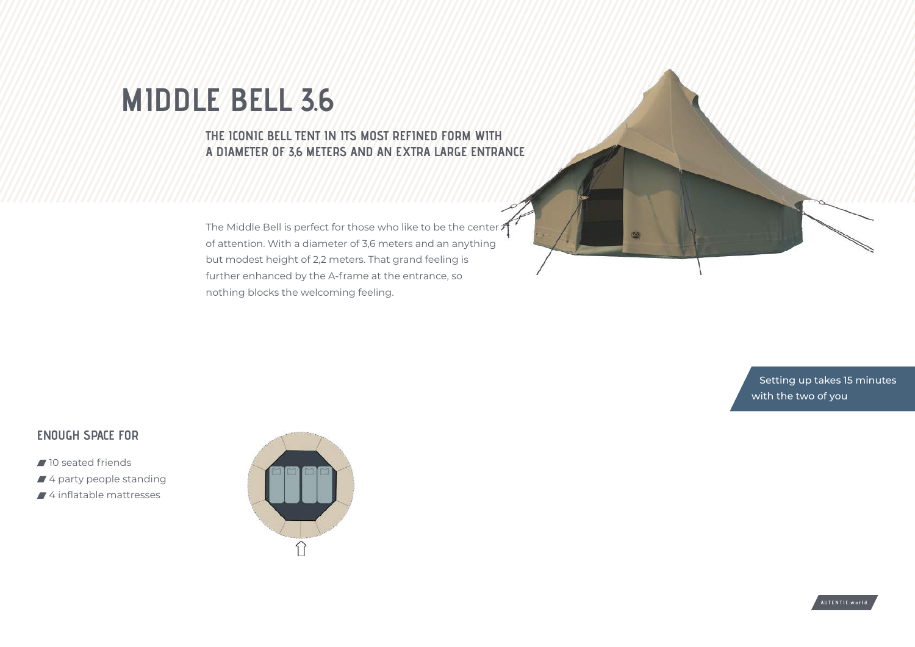# MIDDLE BELL 3.6

## THE ICONIC BELL TENT IN ITS MOST REFINED FORM WITH A DIAMETER OF 3,6 METERS AND AN EXTRA LARGE ENTRANCE

The Middle Bell is perfect for those who like to be the center of attention. With a diameter of 3,6 meters and an anything but modest height of 2,2 meters. That grand feeling is further enhanced by the A-frame at the entrance, so nothing blocks the welcoming feeling.

Setting up takes 15 minutes with the two of you

## ENOUGH SPACE FOR

- 10 seated friends
- 4 party people standing
- 4 inflatable mattresses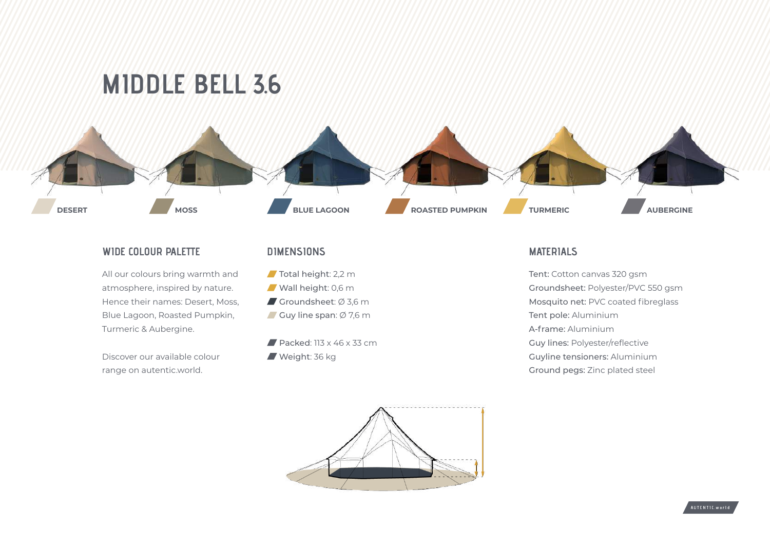# MIDDLE BELL 3.6

DESERT

MOSS

BLUE LAGOON

ROASTED PUMPKIN

TURMERIC

AUBERGINE

## WIDE COLOUR PALETTE

All our colours bring warmth and atmosphere, inspired by nature. Hence their names: Desert, Moss, Blue Lagoon, Roasted Pumpkin, Turmeric & Aubergine.

Discover our available colour range on autentic.world.

## DIMENSIONS

- Total height: 2,2 m
- Wall height: 0,6 m
- Groundsheet: Ø 3,6 m
- Guy line span: Ø 7,6 m

- Packed: 113 x 46 x 33 cm
- Weight: 36 kg

## MATERIALS

**Tent:** Cotton canvas 320 gsm
**Groundsheet:** Polyester/PVC 550 gsm
**Mosquito net:** PVC coated fibreglass
**Tent pole:** Aluminium
**A-frame:** Aluminium
**Guy lines:** Polyester/reflective
**Guyline tensioners:** Aluminium
**Ground pegs:** Zinc plated steel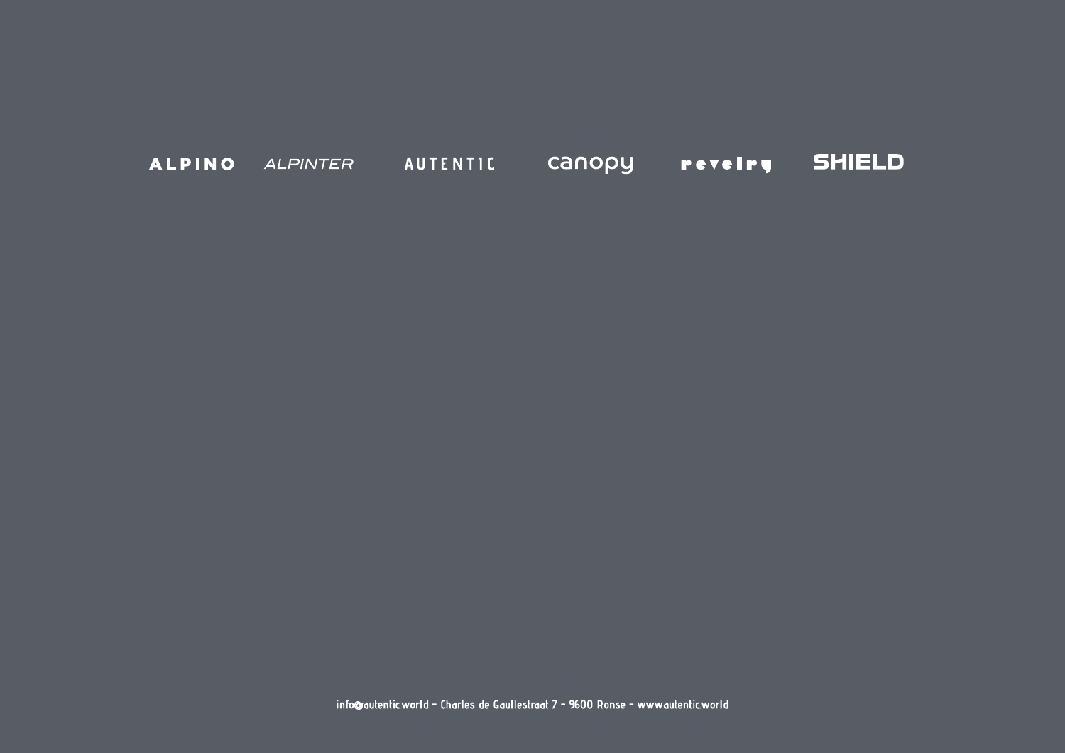ALPINO ALPINTER AUTENTIC canopy revelry SHIELD

info@autentic.world - Charles de Gaullestraat 7 - 9600 Ronse - www.autentic.world